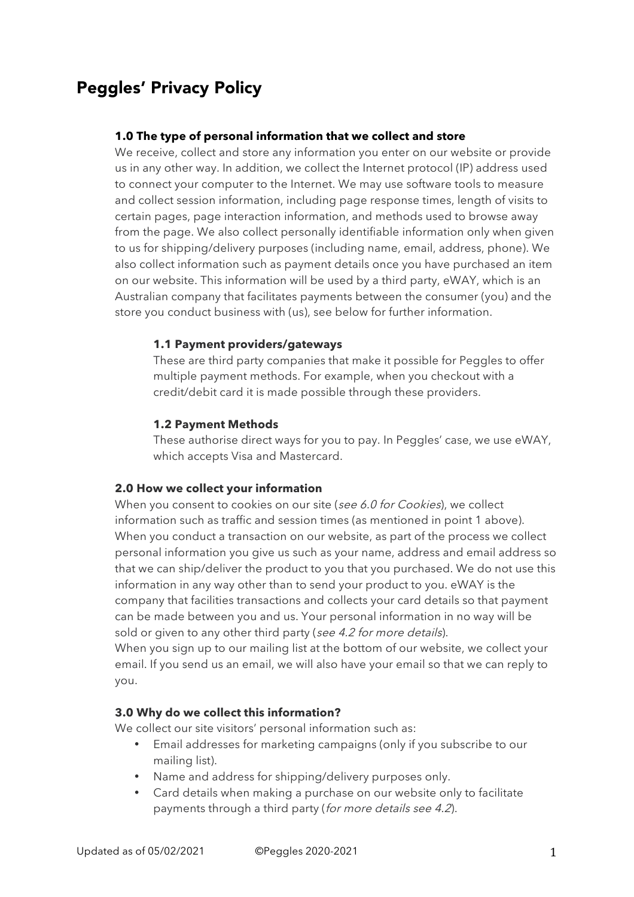# Peggles' Privacy Policy

### 1.0 The type of personal information that we collect and store

We receive, collect and store any information you enter on our website or provide us in any other way. In addition, we collect the Internet protocol (IP) address used to connect your computer to the Internet. We may use software tools to measure and collect session information, including page response times, length of visits to certain pages, page interaction information, and methods used to browse away from the page. We also collect personally identifiable information only when given to us for shipping/delivery purposes (including name, email, address, phone). We also collect information such as payment details once you have purchased an item on our website. This information will be used by a third party, eWAY, which is an Australian company that facilitates payments between the consumer (you) and the store you conduct business with (us), see below for further information.

#### 1.1 Payment providers/gateways

These are third party companies that make it possible for Peggles to offer multiple payment methods. For example, when you checkout with a credit/debit card it is made possible through these providers.

#### 1.2 Payment Methods

These authorise direct ways for you to pay. In Peggles' case, we use eWAY, which accepts Visa and Mastercard.

### 2.0 How we collect your information

When you consent to cookies on our site (*see 6.0 for Cookies*), we collect information such as traffic and session times (as mentioned in point 1 above). When you conduct a transaction on our website, as part of the process we collect personal information you give us such as your name, address and email address so that we can ship/deliver the product to you that you purchased. We do not use this information in any way other than to send your product to you. eWAY is the company that facilities transactions and collects your card details so that payment can be made between you and us. Your personal information in no way will be sold or given to any other third party (*see 4.2 for more details*).
When you sign up to our mailing list at the bottom of our website, we collect your email. If you send us an email, we will also have your email so that we can reply to you.

### 3.0 Why do we collect this information?

We collect our site visitors' personal information such as:

- Email addresses for marketing campaigns (only if you subscribe to our mailing list).
- Name and address for shipping/delivery purposes only.
- Card details when making a purchase on our website only to facilitate payments through a third party (*for more details see 4.2*).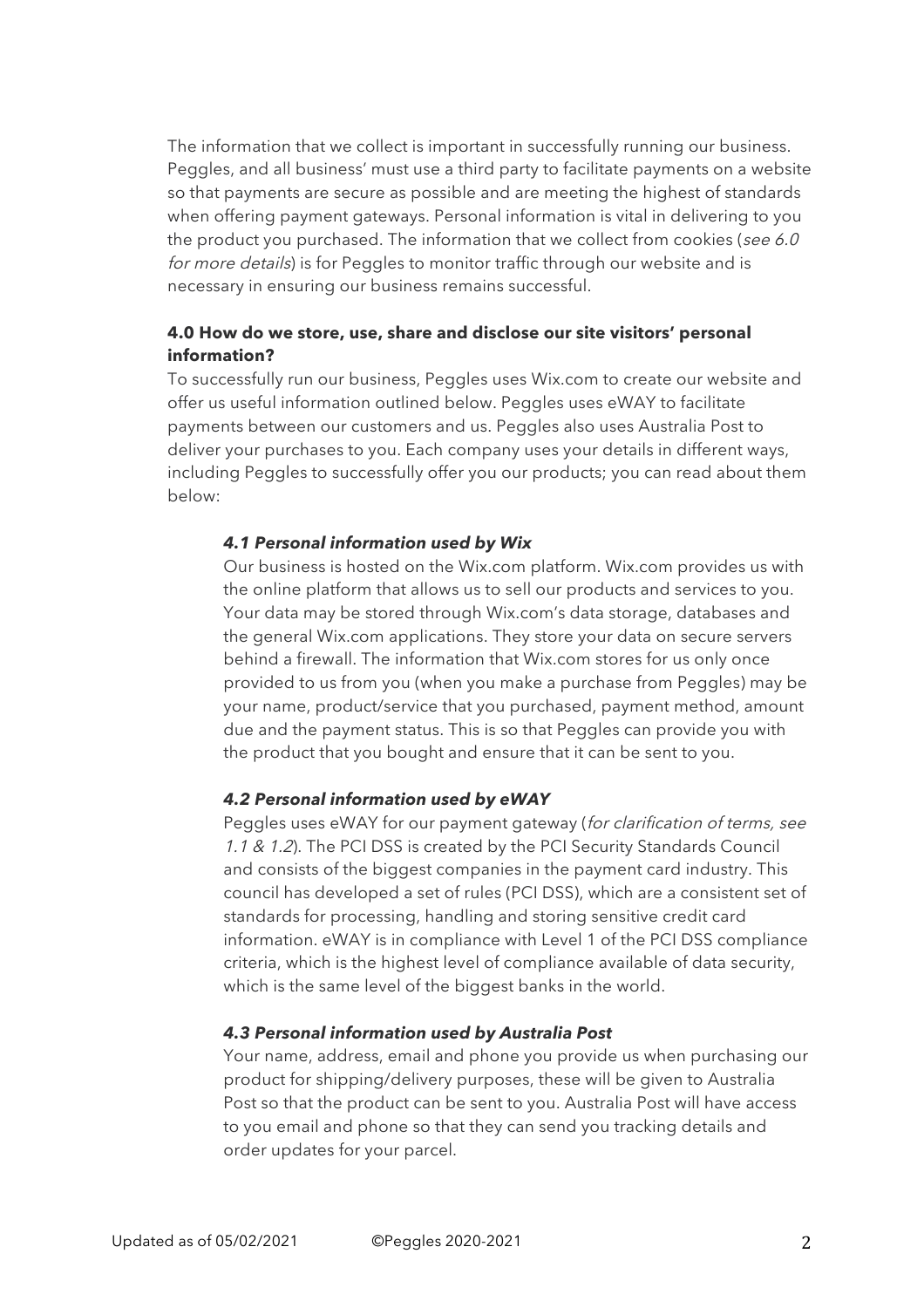The information that we collect is important in successfully running our business. Peggles, and all business' must use a third party to facilitate payments on a website so that payments are secure as possible and are meeting the highest of standards when offering payment gateways. Personal information is vital in delivering to you the product you purchased. The information that we collect from cookies (*see 6.0 for more details*) is for Peggles to monitor traffic through our website and is necessary in ensuring our business remains successful.

## 4.0 How do we store, use, share and disclose our site visitors' personal information?

To successfully run our business, Peggles uses Wix.com to create our website and offer us useful information outlined below. Peggles uses eWAY to facilitate payments between our customers and us. Peggles also uses Australia Post to deliver your purchases to you. Each company uses your details in different ways, including Peggles to successfully offer you our products; you can read about them below:

### *4.1 Personal information used by Wix*

Our business is hosted on the Wix.com platform. Wix.com provides us with the online platform that allows us to sell our products and services to you. Your data may be stored through Wix.com's data storage, databases and the general Wix.com applications. They store your data on secure servers behind a firewall. The information that Wix.com stores for us only once provided to us from you (when you make a purchase from Peggles) may be your name, product/service that you purchased, payment method, amount due and the payment status. This is so that Peggles can provide you with the product that you bought and ensure that it can be sent to you.

### *4.2 Personal information used by eWAY*

Peggles uses eWAY for our payment gateway (*for clarification of terms, see 1.1 & 1.2*). The PCI DSS is created by the PCI Security Standards Council and consists of the biggest companies in the payment card industry. This council has developed a set of rules (PCI DSS), which are a consistent set of standards for processing, handling and storing sensitive credit card information. eWAY is in compliance with Level 1 of the PCI DSS compliance criteria, which is the highest level of compliance available of data security, which is the same level of the biggest banks in the world.

### *4.3 Personal information used by Australia Post*

Your name, address, email and phone you provide us when purchasing our product for shipping/delivery purposes, these will be given to Australia Post so that the product can be sent to you. Australia Post will have access to you email and phone so that they can send you tracking details and order updates for your parcel.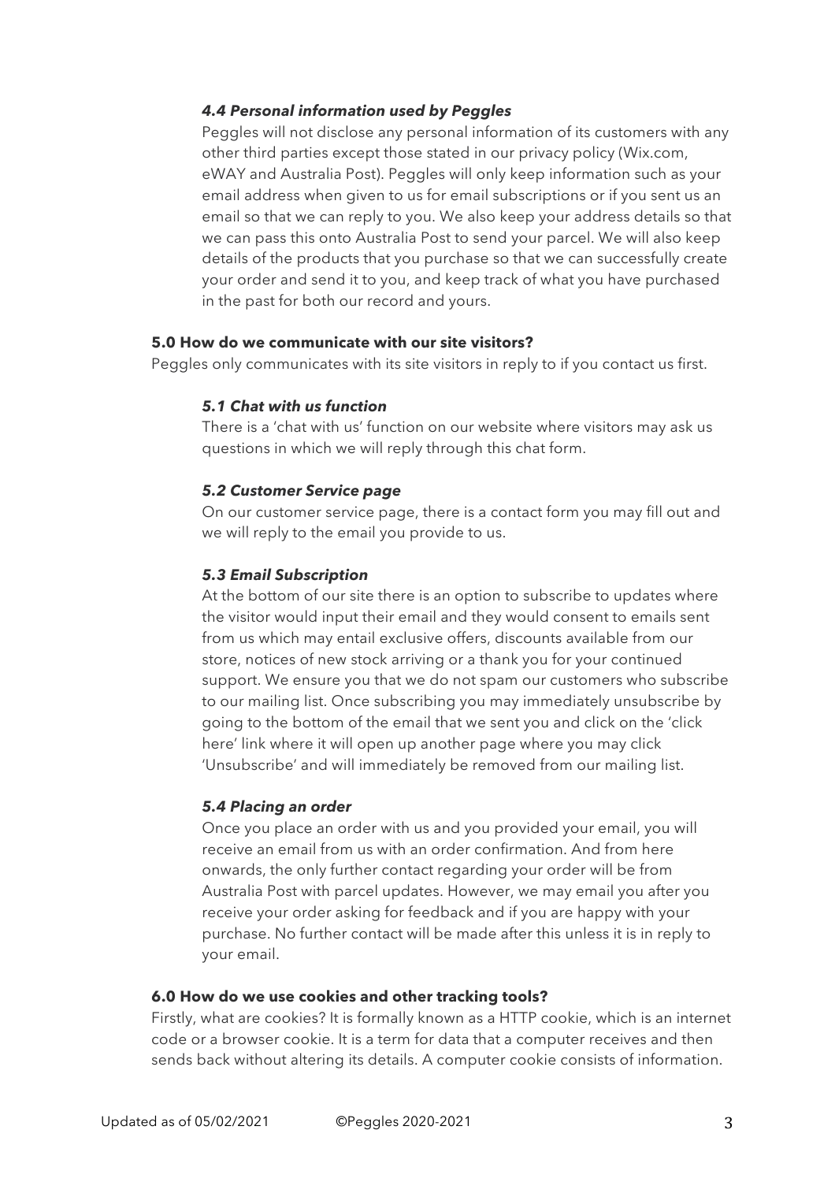#### *4.4 Personal information used by Peggles*

Peggles will not disclose any personal information of its customers with any other third parties except those stated in our privacy policy (Wix.com, eWAY and Australia Post). Peggles will only keep information such as your email address when given to us for email subscriptions or if you sent us an email so that we can reply to you. We also keep your address details so that we can pass this onto Australia Post to send your parcel. We will also keep details of the products that you purchase so that we can successfully create your order and send it to you, and keep track of what you have purchased in the past for both our record and yours.

### 5.0 How do we communicate with our site visitors?

Peggles only communicates with its site visitors in reply to if you contact us first.

#### *5.1 Chat with us function*

There is a 'chat with us' function on our website where visitors may ask us questions in which we will reply through this chat form.

#### *5.2 Customer Service page*

On our customer service page, there is a contact form you may fill out and we will reply to the email you provide to us.

#### *5.3 Email Subscription*

At the bottom of our site there is an option to subscribe to updates where the visitor would input their email and they would consent to emails sent from us which may entail exclusive offers, discounts available from our store, notices of new stock arriving or a thank you for your continued support. We ensure you that we do not spam our customers who subscribe to our mailing list. Once subscribing you may immediately unsubscribe by going to the bottom of the email that we sent you and click on the 'click here' link where it will open up another page where you may click 'Unsubscribe' and will immediately be removed from our mailing list.

#### *5.4 Placing an order*

Once you place an order with us and you provided your email, you will receive an email from us with an order confirmation. And from here onwards, the only further contact regarding your order will be from Australia Post with parcel updates. However, we may email you after you receive your order asking for feedback and if you are happy with your purchase. No further contact will be made after this unless it is in reply to your email.

### 6.0 How do we use cookies and other tracking tools?

Firstly, what are cookies? It is formally known as a HTTP cookie, which is an internet code or a browser cookie. It is a term for data that a computer receives and then sends back without altering its details. A computer cookie consists of information.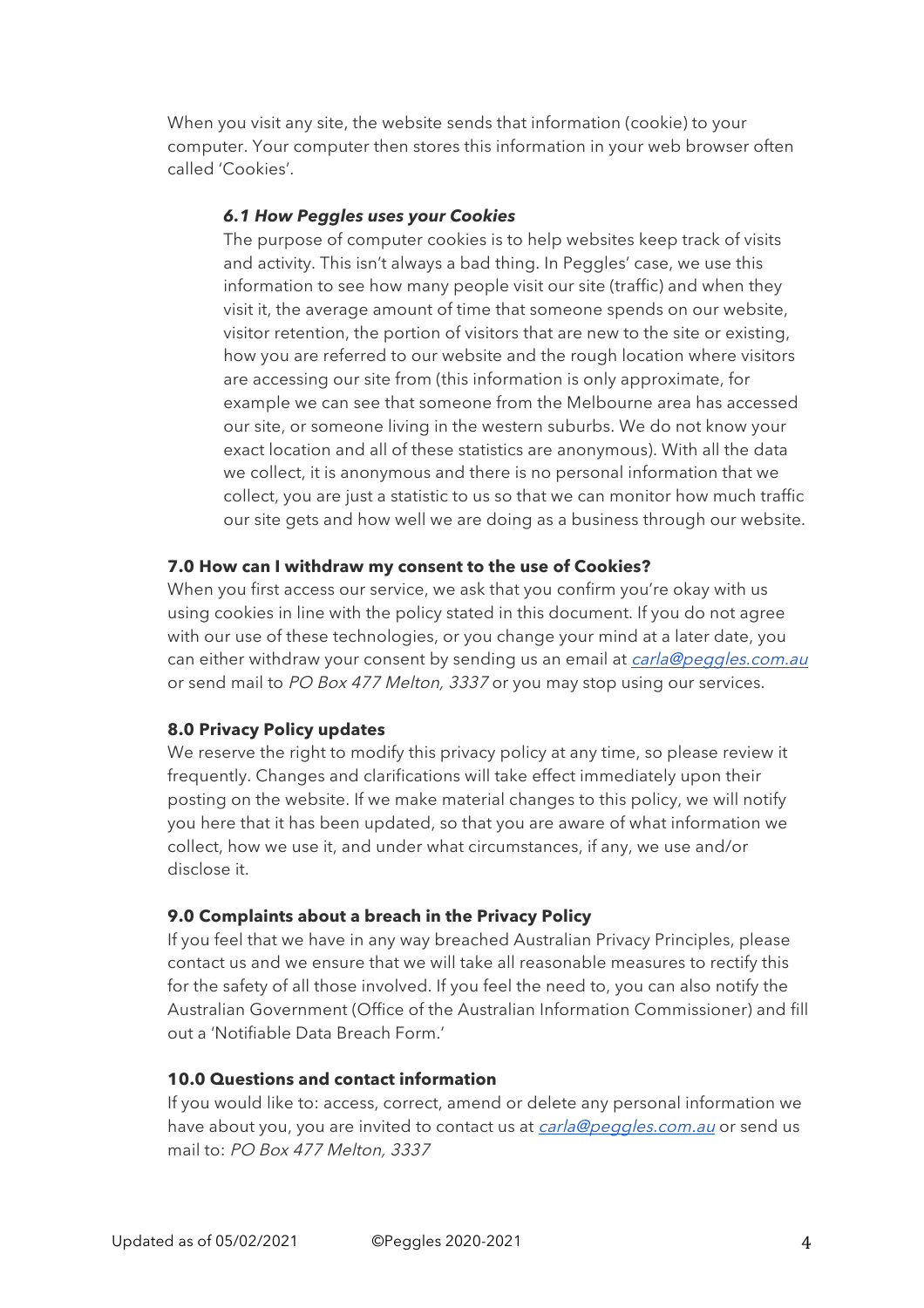When you visit any site, the website sends that information (cookie) to your computer. Your computer then stores this information in your web browser often called 'Cookies'.

### *6.1 How Peggles uses your Cookies*

The purpose of computer cookies is to help websites keep track of visits and activity. This isn't always a bad thing. In Peggles' case, we use this information to see how many people visit our site (traffic) and when they visit it, the average amount of time that someone spends on our website, visitor retention, the portion of visitors that are new to the site or existing, how you are referred to our website and the rough location where visitors are accessing our site from (this information is only approximate, for example we can see that someone from the Melbourne area has accessed our site, or someone living in the western suburbs. We do not know your exact location and all of these statistics are anonymous). With all the data we collect, it is anonymous and there is no personal information that we collect, you are just a statistic to us so that we can monitor how much traffic our site gets and how well we are doing as a business through our website.

## 7.0 How can I withdraw my consent to the use of Cookies?

When you first access our service, we ask that you confirm you're okay with us using cookies in line with the policy stated in this document. If you do not agree with our use of these technologies, or you change your mind at a later date, you can either withdraw your consent by sending us an email at *carla@peggles.com.au* or send mail to *PO Box 477 Melton, 3337* or you may stop using our services.

## 8.0 Privacy Policy updates

We reserve the right to modify this privacy policy at any time, so please review it frequently. Changes and clarifications will take effect immediately upon their posting on the website. If we make material changes to this policy, we will notify you here that it has been updated, so that you are aware of what information we collect, how we use it, and under what circumstances, if any, we use and/or disclose it.

## 9.0 Complaints about a breach in the Privacy Policy

If you feel that we have in any way breached Australian Privacy Principles, please contact us and we ensure that we will take all reasonable measures to rectify this for the safety of all those involved. If you feel the need to, you can also notify the Australian Government (Office of the Australian Information Commissioner) and fill out a 'Notifiable Data Breach Form.'

## 10.0 Questions and contact information

If you would like to: access, correct, amend or delete any personal information we have about you, you are invited to contact us at *carla@peggles.com.au* or send us mail to: *PO Box 477 Melton, 3337*

Updated as of 05/02/2021 ©Peggles 2020-2021